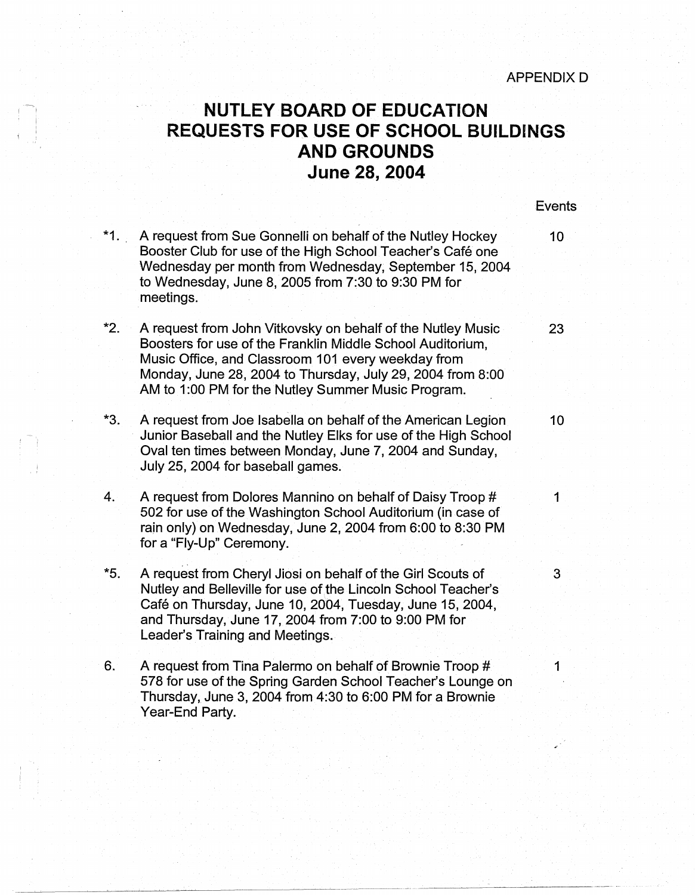APPENDIX D

# NUTLEY BOARD OF EDUCATION
# REQUESTS FOR USE OF SCHOOL BUILDINGS AND GROUNDS
# June 28, 2004

| | | Events |
|---|---|---|
| *1. | A request from Sue Gonnelli on behalf of the Nutley Hockey Booster Club for use of the High School Teacher's Café one Wednesday per month from Wednesday, September 15, 2004 to Wednesday, June 8, 2005 from 7:30 to 9:30 PM for meetings. | 10 |
| *2. | A request from John Vitkovsky on behalf of the Nutley Music Boosters for use of the Franklin Middle School Auditorium, Music Office, and Classroom 101 every weekday from Monday, June 28, 2004 to Thursday, July 29, 2004 from 8:00 AM to 1:00 PM for the Nutley Summer Music Program. | 23 |
| *3. | A request from Joe Isabella on behalf of the American Legion Junior Baseball and the Nutley Elks for use of the High School Oval ten times between Monday, June 7, 2004 and Sunday, July 25, 2004 for baseball games. | 10 |
| 4. | A request from Dolores Mannino on behalf of Daisy Troop # 502 for use of the Washington School Auditorium (in case of rain only) on Wednesday, June 2, 2004 from 6:00 to 8:30 PM for a "Fly-Up" Ceremony. | 1 |
| *5. | A request from Cheryl Jiosi on behalf of the Girl Scouts of Nutley and Belleville for use of the Lincoln School Teacher's Café on Thursday, June 10, 2004, Tuesday, June 15, 2004, and Thursday, June 17, 2004 from 7:00 to 9:00 PM for Leader's Training and Meetings. | 3 |
| 6. | A request from Tina Palermo on behalf of Brownie Troop # 578 for use of the Spring Garden School Teacher's Lounge on Thursday, June 3, 2004 from 4:30 to 6:00 PM for a Brownie Year-End Party. | 1 |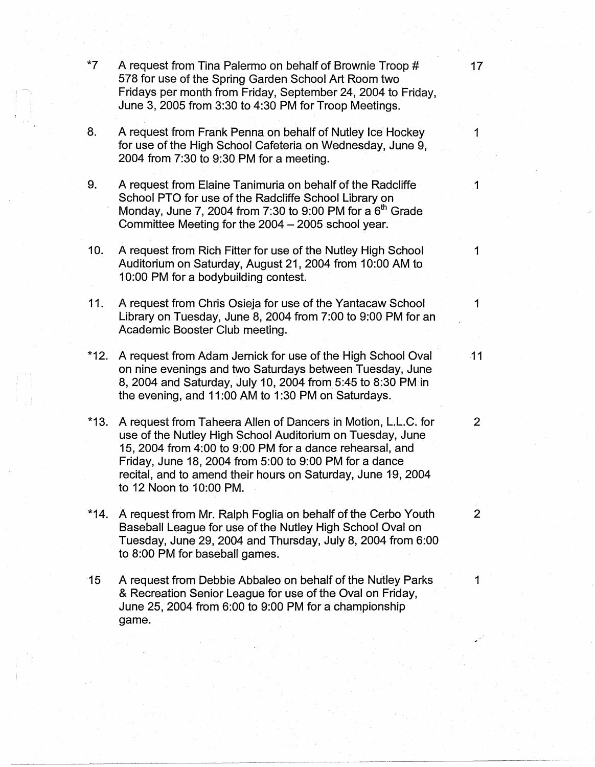| | | |
|---|---|---|
| *7 | A request from Tina Palermo on behalf of Brownie Troop # 578 for use of the Spring Garden School Art Room two Fridays per month from Friday, September 24, 2004 to Friday, June 3, 2005 from 3:30 to 4:30 PM for Troop Meetings. | 17 |
| 8. | A request from Frank Penna on behalf of Nutley Ice Hockey for use of the High School Cafeteria on Wednesday, June 9, 2004 from 7:30 to 9:30 PM for a meeting. | 1 |
| 9. | A request from Elaine Tanimuria on behalf of the Radcliffe School PTO for use of the Radcliffe School Library on Monday, June 7, 2004 from 7:30 to 9:00 PM for a 6th Grade Committee Meeting for the 2004 – 2005 school year. | 1 |
| 10. | A request from Rich Fitter for use of the Nutley High School Auditorium on Saturday, August 21, 2004 from 10:00 AM to 10:00 PM for a bodybuilding contest. | 1 |
| 11. | A request from Chris Osieja for use of the Yantacaw School Library on Tuesday, June 8, 2004 from 7:00 to 9:00 PM for an Academic Booster Club meeting. | 1 |
| *12. | A request from Adam Jernick for use of the High School Oval on nine evenings and two Saturdays between Tuesday, June 8, 2004 and Saturday, July 10, 2004 from 5:45 to 8:30 PM in the evening, and 11:00 AM to 1:30 PM on Saturdays. | 11 |
| *13. | A request from Taheera Allen of Dancers in Motion, L.L.C. for use of the Nutley High School Auditorium on Tuesday, June 15, 2004 from 4:00 to 9:00 PM for a dance rehearsal, and Friday, June 18, 2004 from 5:00 to 9:00 PM for a dance recital, and to amend their hours on Saturday, June 19, 2004 to 12 Noon to 10:00 PM. | 2 |
| *14. | A request from Mr. Ralph Foglia on behalf of the Cerbo Youth Baseball League for use of the Nutley High School Oval on Tuesday, June 29, 2004 and Thursday, July 8, 2004 from 6:00 to 8:00 PM for baseball games. | 2 |
| 15 | A request from Debbie Abbaleo on behalf of the Nutley Parks & Recreation Senior League for use of the Oval on Friday, June 25, 2004 from 6:00 to 9:00 PM for a championship game. | 1 |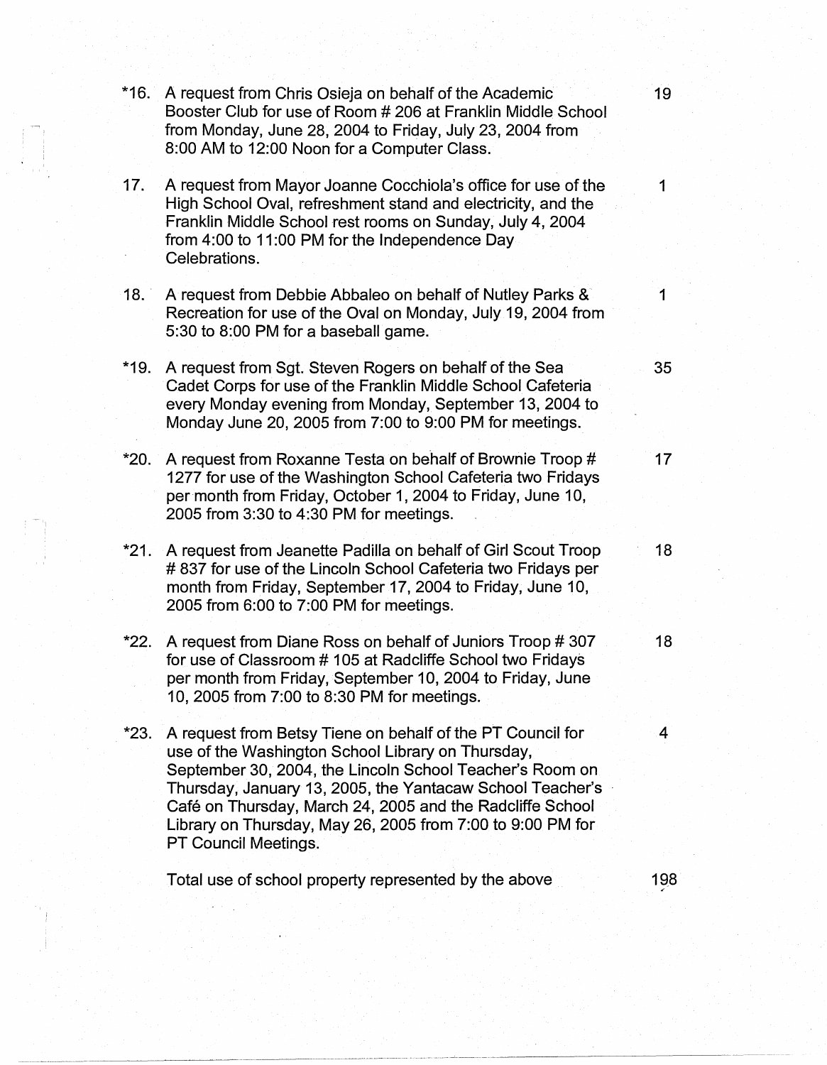| | | |
|---|---|---|
| *16. | A request from Chris Osieja on behalf of the Academic Booster Club for use of Room # 206 at Franklin Middle School from Monday, June 28, 2004 to Friday, July 23, 2004 from 8:00 AM to 12:00 Noon for a Computer Class. | 19 |
| 17. | A request from Mayor Joanne Cocchiola's office for use of the High School Oval, refreshment stand and electricity, and the Franklin Middle School rest rooms on Sunday, July 4, 2004 from 4:00 to 11:00 PM for the Independence Day Celebrations. | 1 |
| 18. | A request from Debbie Abbaleo on behalf of Nutley Parks & Recreation for use of the Oval on Monday, July 19, 2004 from 5:30 to 8:00 PM for a baseball game. | 1 |
| *19. | A request from Sgt. Steven Rogers on behalf of the Sea Cadet Corps for use of the Franklin Middle School Cafeteria every Monday evening from Monday, September 13, 2004 to Monday June 20, 2005 from 7:00 to 9:00 PM for meetings. | 35 |
| *20. | A request from Roxanne Testa on behalf of Brownie Troop # 1277 for use of the Washington School Cafeteria two Fridays per month from Friday, October 1, 2004 to Friday, June 10, 2005 from 3:30 to 4:30 PM for meetings. | 17 |
| *21. | A request from Jeanette Padilla on behalf of Girl Scout Troop # 837 for use of the Lincoln School Cafeteria two Fridays per month from Friday, September 17, 2004 to Friday, June 10, 2005 from 6:00 to 7:00 PM for meetings. | 18 |
| *22. | A request from Diane Ross on behalf of Juniors Troop # 307 for use of Classroom # 105 at Radcliffe School two Fridays per month from Friday, September 10, 2004 to Friday, June 10, 2005 from 7:00 to 8:30 PM for meetings. | 18 |
| *23. | A request from Betsy Tiene on behalf of the PT Council for use of the Washington School Library on Thursday, September 30, 2004, the Lincoln School Teacher's Room on Thursday, January 13, 2005, the Yantacaw School Teacher's Café on Thursday, March 24, 2005 and the Radcliffe School Library on Thursday, May 26, 2005 from 7:00 to 9:00 PM for PT Council Meetings. | 4 |
| | Total use of school property represented by the above | 198 |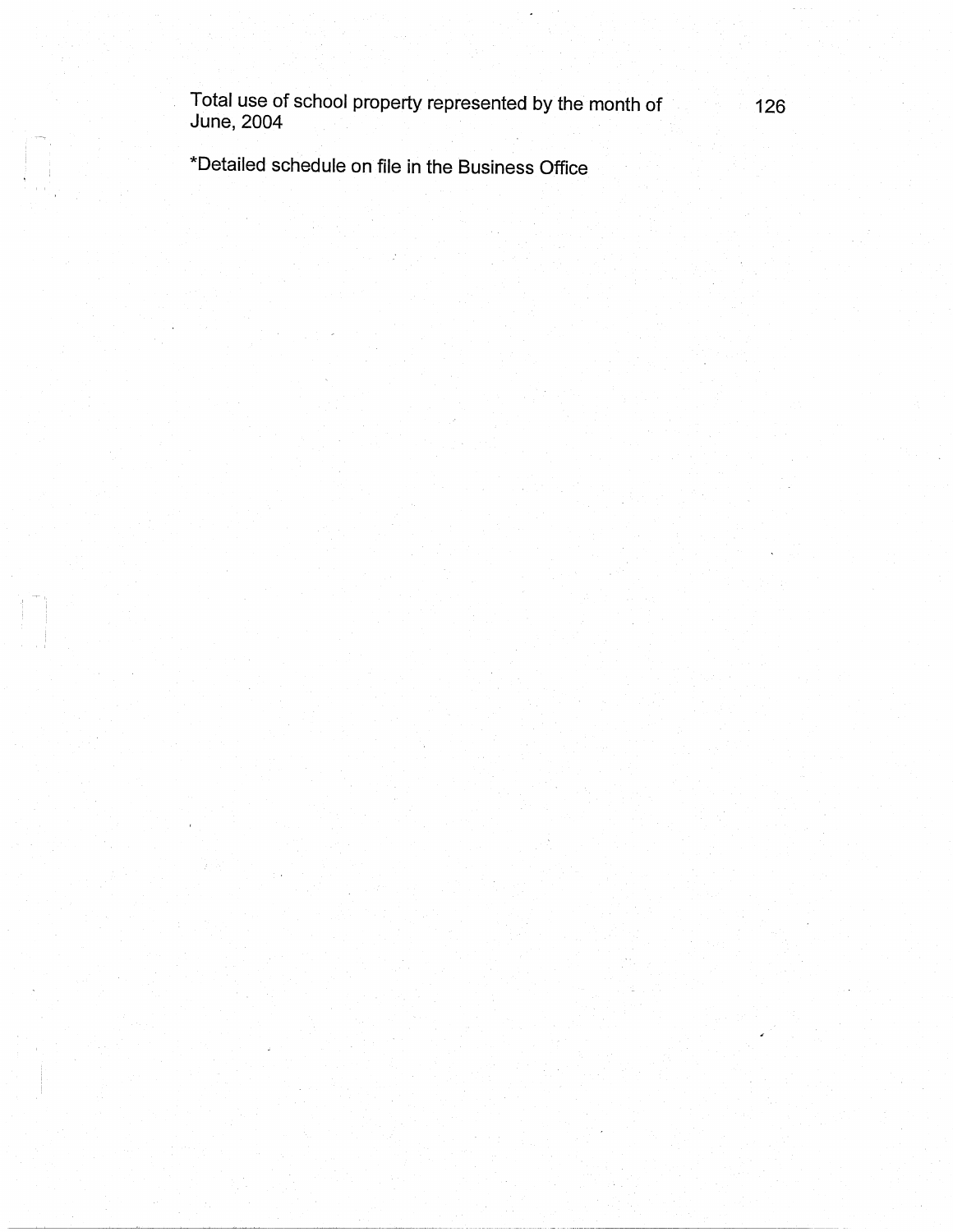| | |
|---|---|
| Total use of school property represented by the month of June, 2004 | 126 |

*Detailed schedule on file in the Business Office